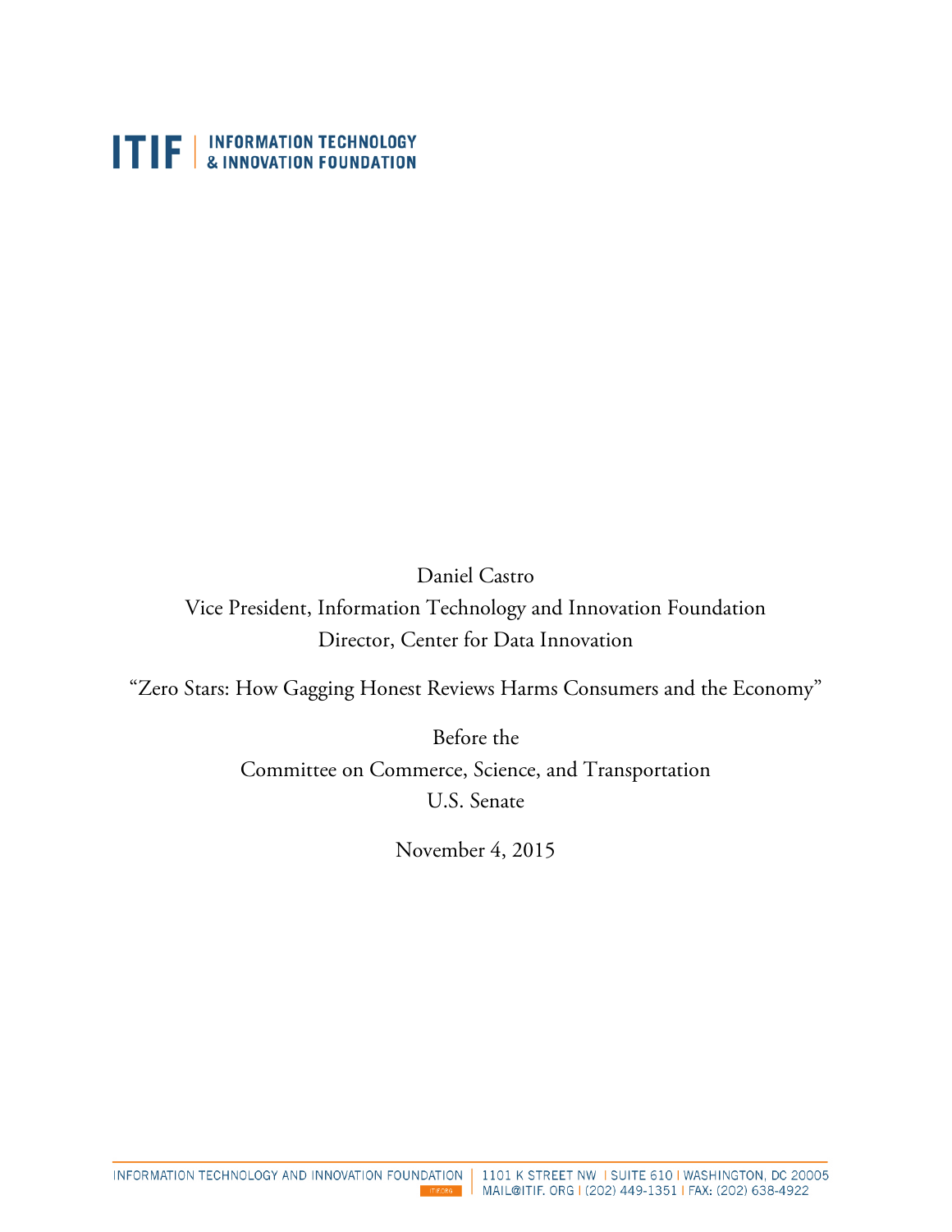ITIF | INFORMATION TECHNOLOGY & INNOVATION FOUNDATION

Daniel Castro

Vice President, Information Technology and Innovation Foundation

Director, Center for Data Innovation

"Zero Stars: How Gagging Honest Reviews Harms Consumers and the Economy"

Before the

Committee on Commerce, Science, and Transportation

U.S. Senate

November 4, 2015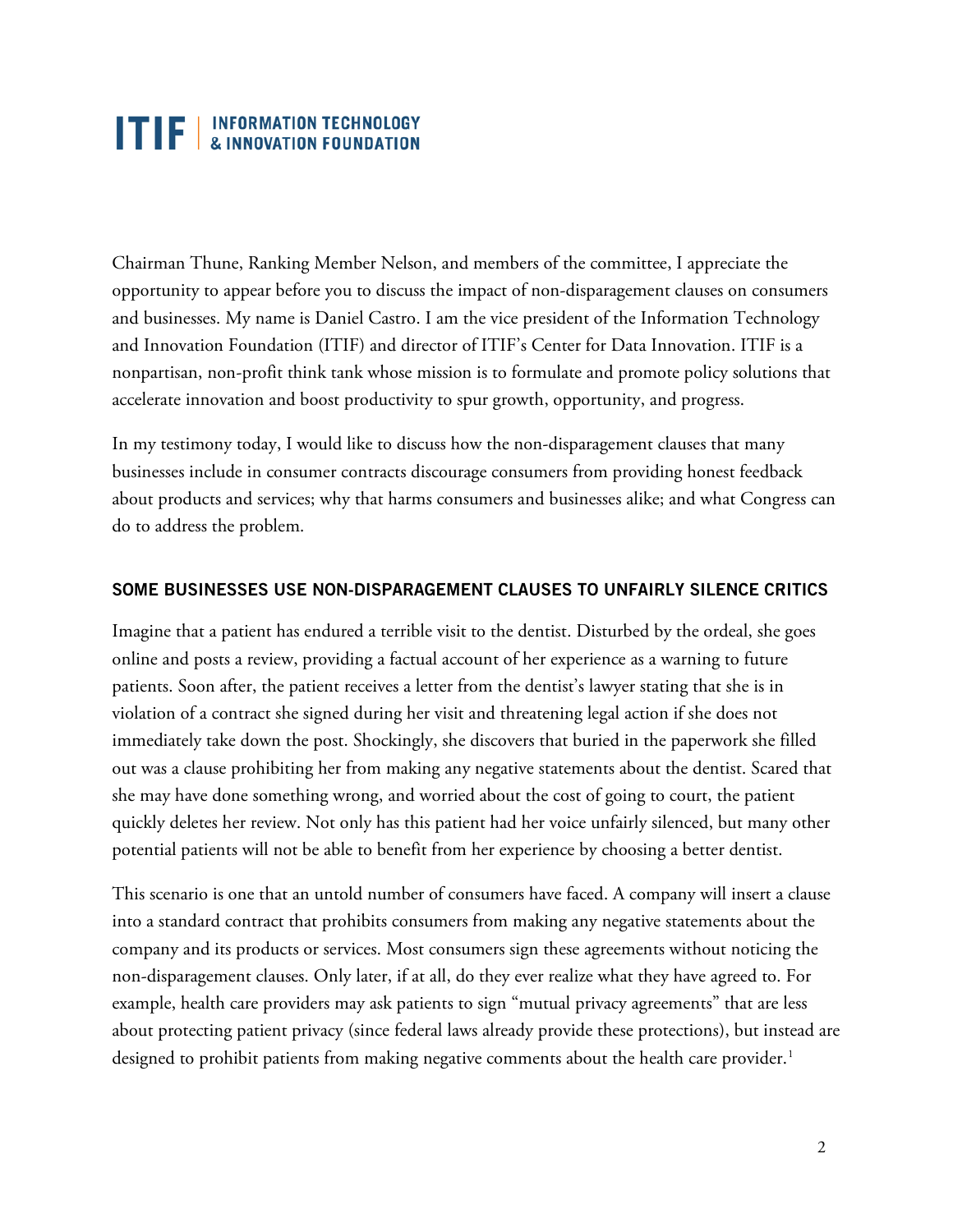Chairman Thune, Ranking Member Nelson, and members of the committee, I appreciate the opportunity to appear before you to discuss the impact of non-disparagement clauses on consumers and businesses. My name is Daniel Castro. I am the vice president of the Information Technology and Innovation Foundation (ITIF) and director of ITIF's Center for Data Innovation. ITIF is a nonpartisan, non-profit think tank whose mission is to formulate and promote policy solutions that accelerate innovation and boost productivity to spur growth, opportunity, and progress.

In my testimony today, I would like to discuss how the non-disparagement clauses that many businesses include in consumer contracts discourage consumers from providing honest feedback about products and services; why that harms consumers and businesses alike; and what Congress can do to address the problem.

## SOME BUSINESSES USE NON-DISPARAGEMENT CLAUSES TO UNFAIRLY SILENCE CRITICS

Imagine that a patient has endured a terrible visit to the dentist. Disturbed by the ordeal, she goes online and posts a review, providing a factual account of her experience as a warning to future patients. Soon after, the patient receives a letter from the dentist's lawyer stating that she is in violation of a contract she signed during her visit and threatening legal action if she does not immediately take down the post. Shockingly, she discovers that buried in the paperwork she filled out was a clause prohibiting her from making any negative statements about the dentist. Scared that she may have done something wrong, and worried about the cost of going to court, the patient quickly deletes her review. Not only has this patient had her voice unfairly silenced, but many other potential patients will not be able to benefit from her experience by choosing a better dentist.

This scenario is one that an untold number of consumers have faced. A company will insert a clause into a standard contract that prohibits consumers from making any negative statements about the company and its products or services. Most consumers sign these agreements without noticing the non-disparagement clauses. Only later, if at all, do they ever realize what they have agreed to. For example, health care providers may ask patients to sign "mutual privacy agreements" that are less about protecting patient privacy (since federal laws already provide these protections), but instead are designed to prohibit patients from making negative comments about the health care provider.[1]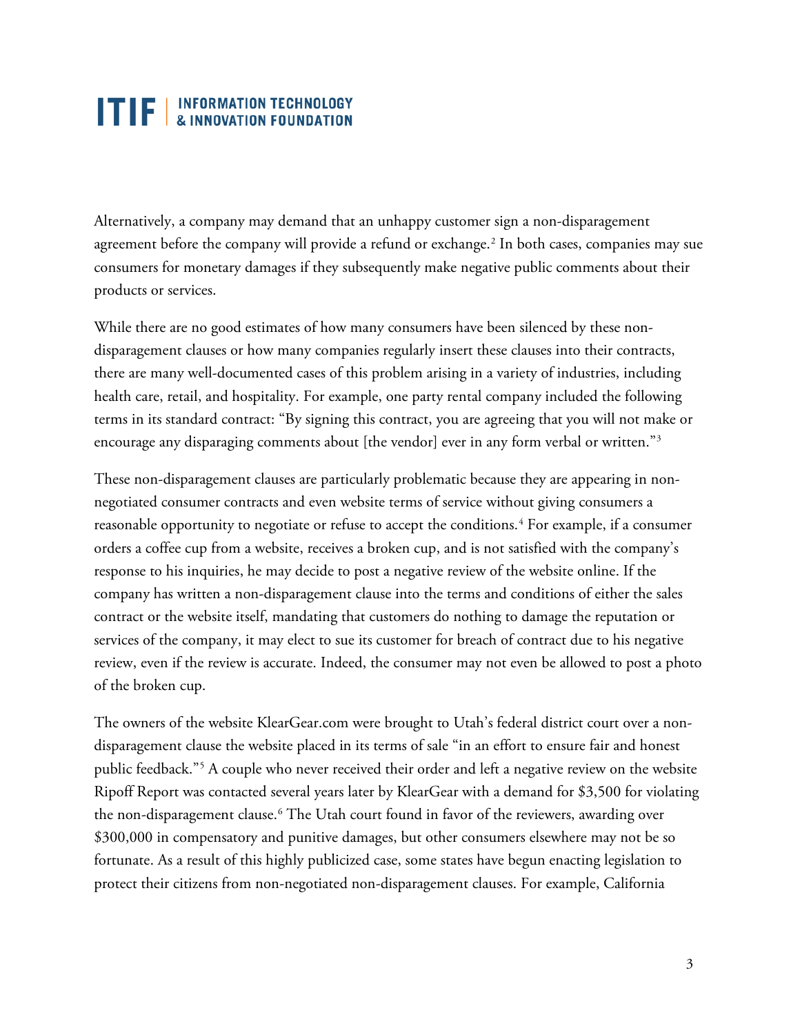Alternatively, a company may demand that an unhappy customer sign a non-disparagement agreement before the company will provide a refund or exchange.[2] In both cases, companies may sue consumers for monetary damages if they subsequently make negative public comments about their products or services.

While there are no good estimates of how many consumers have been silenced by these non-disparagement clauses or how many companies regularly insert these clauses into their contracts, there are many well-documented cases of this problem arising in a variety of industries, including health care, retail, and hospitality. For example, one party rental company included the following terms in its standard contract: "By signing this contract, you are agreeing that you will not make or encourage any disparaging comments about [the vendor] ever in any form verbal or written."[3]

These non-disparagement clauses are particularly problematic because they are appearing in non-negotiated consumer contracts and even website terms of service without giving consumers a reasonable opportunity to negotiate or refuse to accept the conditions.[4] For example, if a consumer orders a coffee cup from a website, receives a broken cup, and is not satisfied with the company's response to his inquiries, he may decide to post a negative review of the website online. If the company has written a non-disparagement clause into the terms and conditions of either the sales contract or the website itself, mandating that customers do nothing to damage the reputation or services of the company, it may elect to sue its customer for breach of contract due to his negative review, even if the review is accurate. Indeed, the consumer may not even be allowed to post a photo of the broken cup.

The owners of the website KlearGear.com were brought to Utah's federal district court over a non-disparagement clause the website placed in its terms of sale "in an effort to ensure fair and honest public feedback."[5] A couple who never received their order and left a negative review on the website Ripoff Report was contacted several years later by KlearGear with a demand for $3,500 for violating the non-disparagement clause.[6] The Utah court found in favor of the reviewers, awarding over $300,000 in compensatory and punitive damages, but other consumers elsewhere may not be so fortunate. As a result of this highly publicized case, some states have begun enacting legislation to protect their citizens from non-negotiated non-disparagement clauses. For example, California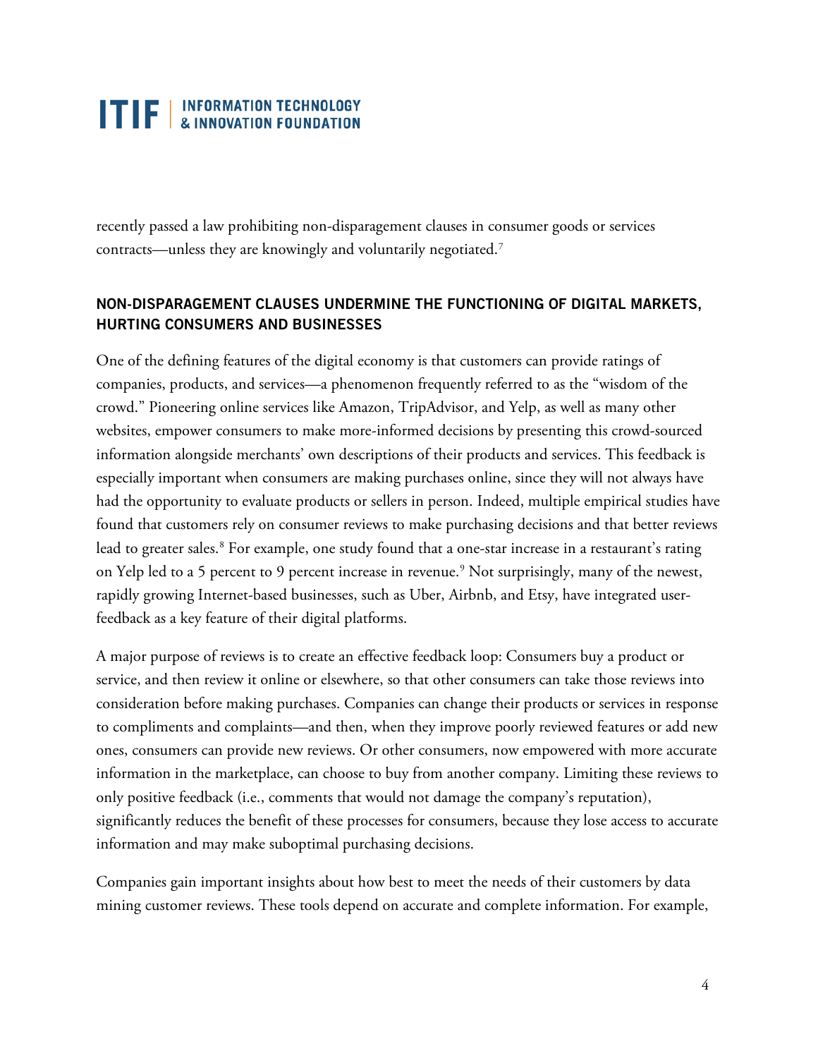recently passed a law prohibiting non-disparagement clauses in consumer goods or services contracts—unless they are knowingly and voluntarily negotiated.[7]

## NON-DISPARAGEMENT CLAUSES UNDERMINE THE FUNCTIONING OF DIGITAL MARKETS, HURTING CONSUMERS AND BUSINESSES

One of the defining features of the digital economy is that customers can provide ratings of companies, products, and services—a phenomenon frequently referred to as the "wisdom of the crowd." Pioneering online services like Amazon, TripAdvisor, and Yelp, as well as many other websites, empower consumers to make more-informed decisions by presenting this crowd-sourced information alongside merchants' own descriptions of their products and services. This feedback is especially important when consumers are making purchases online, since they will not always have had the opportunity to evaluate products or sellers in person. Indeed, multiple empirical studies have found that customers rely on consumer reviews to make purchasing decisions and that better reviews lead to greater sales.[8] For example, one study found that a one-star increase in a restaurant's rating on Yelp led to a 5 percent to 9 percent increase in revenue.[9] Not surprisingly, many of the newest, rapidly growing Internet-based businesses, such as Uber, Airbnb, and Etsy, have integrated user-feedback as a key feature of their digital platforms.

A major purpose of reviews is to create an effective feedback loop: Consumers buy a product or service, and then review it online or elsewhere, so that other consumers can take those reviews into consideration before making purchases. Companies can change their products or services in response to compliments and complaints—and then, when they improve poorly reviewed features or add new ones, consumers can provide new reviews. Or other consumers, now empowered with more accurate information in the marketplace, can choose to buy from another company. Limiting these reviews to only positive feedback (i.e., comments that would not damage the company's reputation), significantly reduces the benefit of these processes for consumers, because they lose access to accurate information and may make suboptimal purchasing decisions.

Companies gain important insights about how best to meet the needs of their customers by data mining customer reviews. These tools depend on accurate and complete information. For example,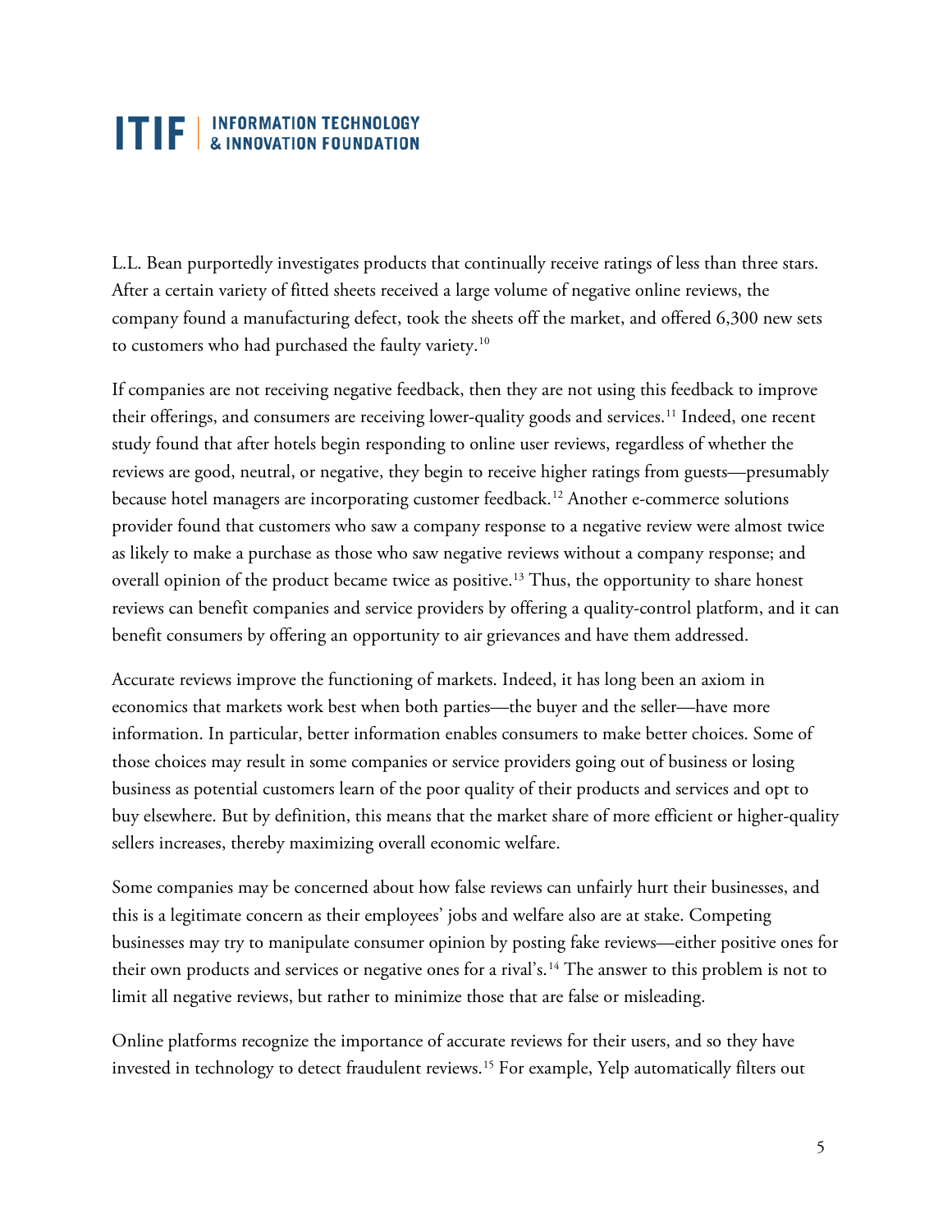L.L. Bean purportedly investigates products that continually receive ratings of less than three stars. After a certain variety of fitted sheets received a large volume of negative online reviews, the company found a manufacturing defect, took the sheets off the market, and offered 6,300 new sets to customers who had purchased the faulty variety.[10]

If companies are not receiving negative feedback, then they are not using this feedback to improve their offerings, and consumers are receiving lower-quality goods and services.[11] Indeed, one recent study found that after hotels begin responding to online user reviews, regardless of whether the reviews are good, neutral, or negative, they begin to receive higher ratings from guests—presumably because hotel managers are incorporating customer feedback.[12] Another e-commerce solutions provider found that customers who saw a company response to a negative review were almost twice as likely to make a purchase as those who saw negative reviews without a company response; and overall opinion of the product became twice as positive.[13] Thus, the opportunity to share honest reviews can benefit companies and service providers by offering a quality-control platform, and it can benefit consumers by offering an opportunity to air grievances and have them addressed.

Accurate reviews improve the functioning of markets. Indeed, it has long been an axiom in economics that markets work best when both parties—the buyer and the seller—have more information. In particular, better information enables consumers to make better choices. Some of those choices may result in some companies or service providers going out of business or losing business as potential customers learn of the poor quality of their products and services and opt to buy elsewhere. But by definition, this means that the market share of more efficient or higher-quality sellers increases, thereby maximizing overall economic welfare.

Some companies may be concerned about how false reviews can unfairly hurt their businesses, and this is a legitimate concern as their employees' jobs and welfare also are at stake. Competing businesses may try to manipulate consumer opinion by posting fake reviews—either positive ones for their own products and services or negative ones for a rival's.[14] The answer to this problem is not to limit all negative reviews, but rather to minimize those that are false or misleading.

Online platforms recognize the importance of accurate reviews for their users, and so they have invested in technology to detect fraudulent reviews.[15] For example, Yelp automatically filters out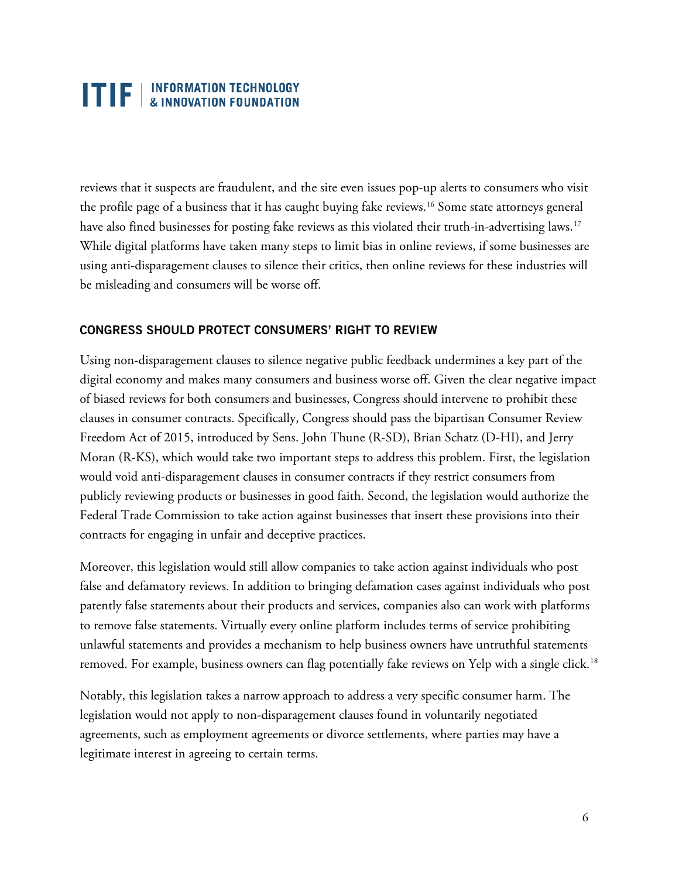reviews that it suspects are fraudulent, and the site even issues pop-up alerts to consumers who visit the profile page of a business that it has caught buying fake reviews.[16] Some state attorneys general have also fined businesses for posting fake reviews as this violated their truth-in-advertising laws.[17] While digital platforms have taken many steps to limit bias in online reviews, if some businesses are using anti-disparagement clauses to silence their critics, then online reviews for these industries will be misleading and consumers will be worse off.

## CONGRESS SHOULD PROTECT CONSUMERS' RIGHT TO REVIEW

Using non-disparagement clauses to silence negative public feedback undermines a key part of the digital economy and makes many consumers and business worse off. Given the clear negative impact of biased reviews for both consumers and businesses, Congress should intervene to prohibit these clauses in consumer contracts. Specifically, Congress should pass the bipartisan Consumer Review Freedom Act of 2015, introduced by Sens. John Thune (R-SD), Brian Schatz (D-HI), and Jerry Moran (R-KS), which would take two important steps to address this problem. First, the legislation would void anti-disparagement clauses in consumer contracts if they restrict consumers from publicly reviewing products or businesses in good faith. Second, the legislation would authorize the Federal Trade Commission to take action against businesses that insert these provisions into their contracts for engaging in unfair and deceptive practices.

Moreover, this legislation would still allow companies to take action against individuals who post false and defamatory reviews. In addition to bringing defamation cases against individuals who post patently false statements about their products and services, companies also can work with platforms to remove false statements. Virtually every online platform includes terms of service prohibiting unlawful statements and provides a mechanism to help business owners have untruthful statements removed. For example, business owners can flag potentially fake reviews on Yelp with a single click.[18]

Notably, this legislation takes a narrow approach to address a very specific consumer harm. The legislation would not apply to non-disparagement clauses found in voluntarily negotiated agreements, such as employment agreements or divorce settlements, where parties may have a legitimate interest in agreeing to certain terms.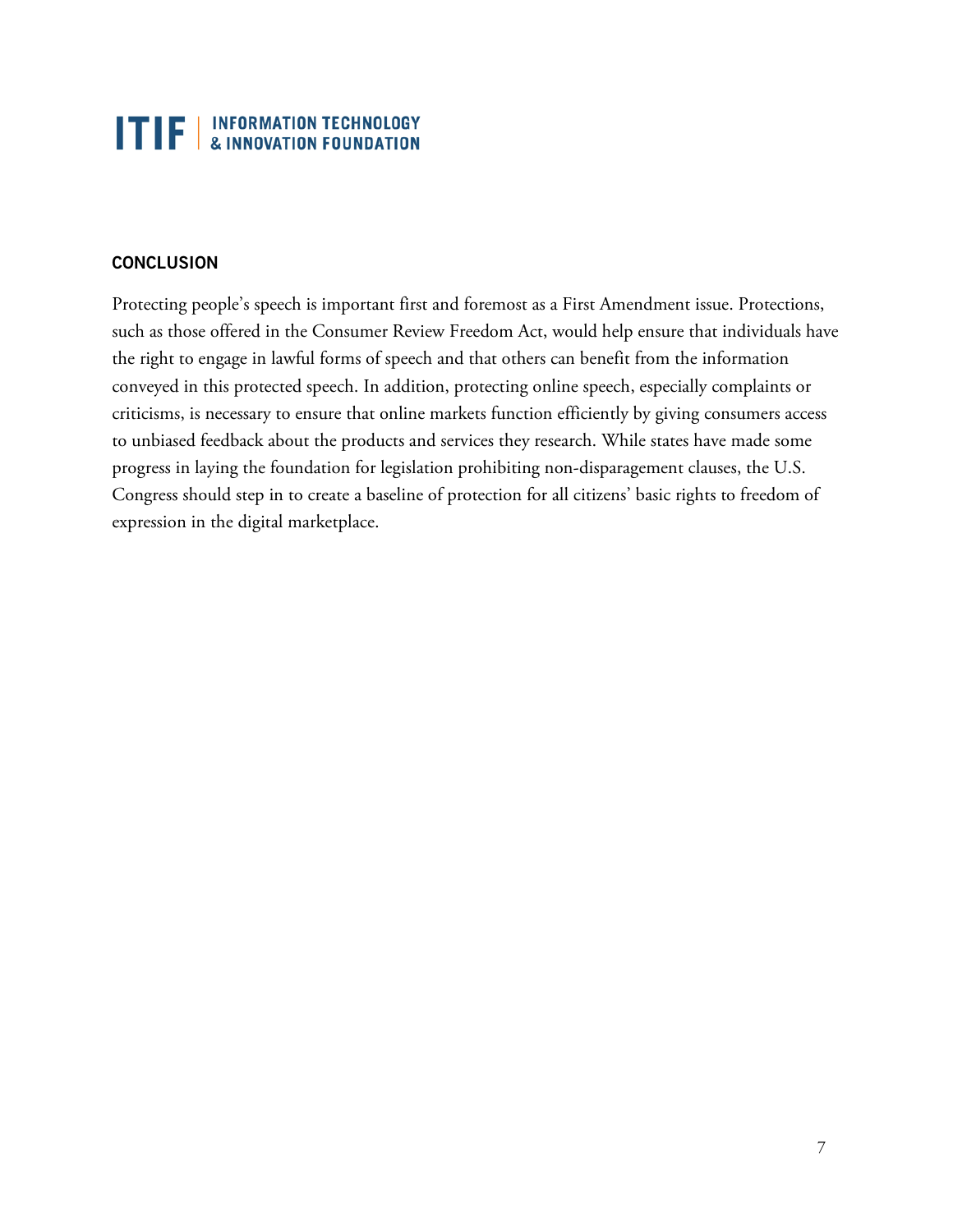## CONCLUSION

Protecting people's speech is important first and foremost as a First Amendment issue. Protections, such as those offered in the Consumer Review Freedom Act, would help ensure that individuals have the right to engage in lawful forms of speech and that others can benefit from the information conveyed in this protected speech. In addition, protecting online speech, especially complaints or criticisms, is necessary to ensure that online markets function efficiently by giving consumers access to unbiased feedback about the products and services they research. While states have made some progress in laying the foundation for legislation prohibiting non-disparagement clauses, the U.S. Congress should step in to create a baseline of protection for all citizens' basic rights to freedom of expression in the digital marketplace.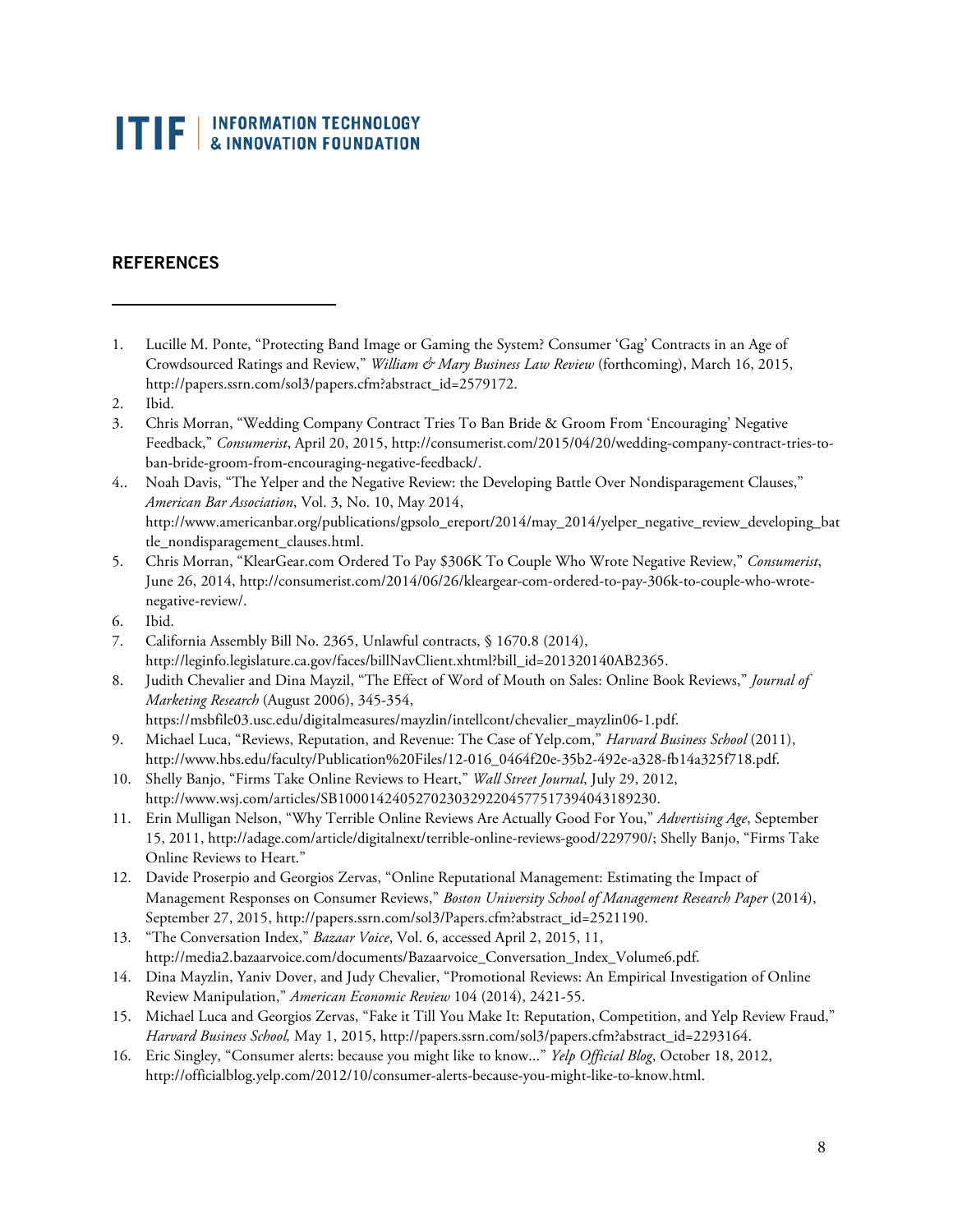## REFERENCES

1. Lucille M. Ponte, "Protecting Band Image or Gaming the System? Consumer 'Gag' Contracts in an Age of Crowdsourced Ratings and Review," *William & Mary Business Law Review* (forthcoming), March 16, 2015, http://papers.ssrn.com/sol3/papers.cfm?abstract_id=2579172.
2. Ibid.
3. Chris Morran, "Wedding Company Contract Tries To Ban Bride & Groom From 'Encouraging' Negative Feedback," *Consumerist*, April 20, 2015, http://consumerist.com/2015/04/20/wedding-company-contract-tries-to-ban-bride-groom-from-encouraging-negative-feedback/.
4. Noah Davis, "The Yelper and the Negative Review: the Developing Battle Over Nondisparagement Clauses," *American Bar Association*, Vol. 3, No. 10, May 2014, http://www.americanbar.org/publications/gpsolo_ereport/2014/may_2014/yelper_negative_review_developing_battle_nondisparagement_clauses.html.
5. Chris Morran, "KlearGear.com Ordered To Pay $306K To Couple Who Wrote Negative Review," *Consumerist*, June 26, 2014, http://consumerist.com/2014/06/26/kleargear-com-ordered-to-pay-306k-to-couple-who-wrote-negative-review/.
6. Ibid.
7. California Assembly Bill No. 2365, Unlawful contracts, § 1670.8 (2014), http://leginfo.legislature.ca.gov/faces/billNavClient.xhtml?bill_id=201320140AB2365.
8. Judith Chevalier and Dina Mayzil, "The Effect of Word of Mouth on Sales: Online Book Reviews," *Journal of Marketing Research* (August 2006), 345-354, https://msbfile03.usc.edu/digitalmeasures/mayzlin/intellcont/chevalier_mayzlin06-1.pdf.
9. Michael Luca, "Reviews, Reputation, and Revenue: The Case of Yelp.com," *Harvard Business School* (2011), http://www.hbs.edu/faculty/Publication%20Files/12-016_0464f20e-35b2-492e-a328-fb14a325f718.pdf.
10. Shelly Banjo, "Firms Take Online Reviews to Heart," *Wall Street Journal*, July 29, 2012, http://www.wsj.com/articles/SB10001424052702303292204577517394043189230.
11. Erin Mulligan Nelson, "Why Terrible Online Reviews Are Actually Good For You," *Advertising Age*, September 15, 2011, http://adage.com/article/digitalnext/terrible-online-reviews-good/229790/; Shelly Banjo, "Firms Take Online Reviews to Heart."
12. Davide Proserpio and Georgios Zervas, "Online Reputational Management: Estimating the Impact of Management Responses on Consumer Reviews," *Boston University School of Management Research Paper* (2014), September 27, 2015, http://papers.ssrn.com/sol3/Papers.cfm?abstract_id=2521190.
13. "The Conversation Index," *Bazaar Voice*, Vol. 6, accessed April 2, 2015, 11, http://media2.bazaarvoice.com/documents/Bazaarvoice_Conversation_Index_Volume6.pdf.
14. Dina Mayzlin, Yaniv Dover, and Judy Chevalier, "Promotional Reviews: An Empirical Investigation of Online Review Manipulation," *American Economic Review* 104 (2014), 2421-55.
15. Michael Luca and Georgios Zervas, "Fake it Till You Make It: Reputation, Competition, and Yelp Review Fraud," *Harvard Business School,* May 1, 2015, http://papers.ssrn.com/sol3/papers.cfm?abstract_id=2293164.
16. Eric Singley, "Consumer alerts: because you might like to know..." *Yelp Official Blog*, October 18, 2012, http://officialblog.yelp.com/2012/10/consumer-alerts-because-you-might-like-to-know.html.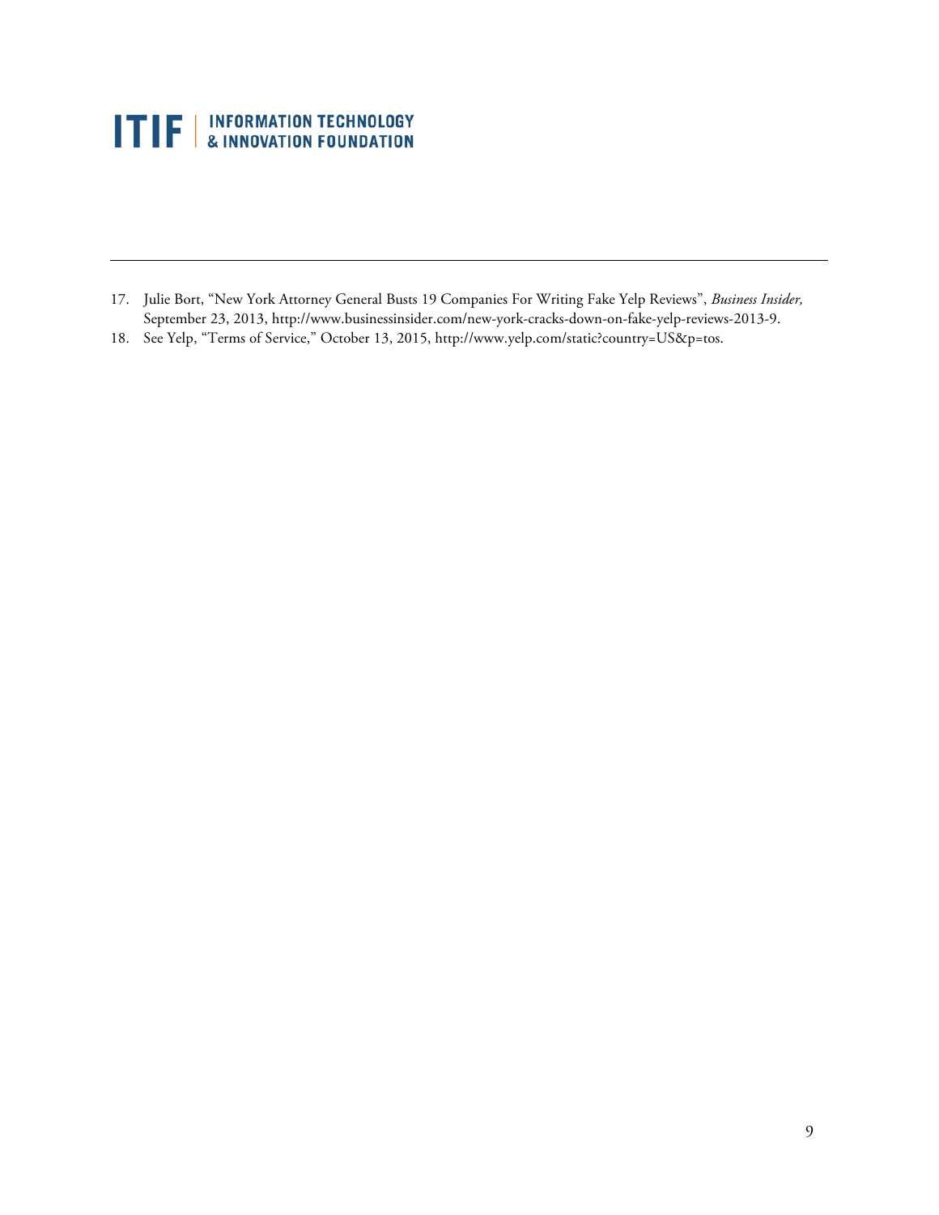17. Julie Bort, "New York Attorney General Busts 19 Companies For Writing Fake Yelp Reviews", *Business Insider,* September 23, 2013, http://www.businessinsider.com/new-york-cracks-down-on-fake-yelp-reviews-2013-9.
18. See Yelp, "Terms of Service," October 13, 2015, http://www.yelp.com/static?country=US&p=tos.